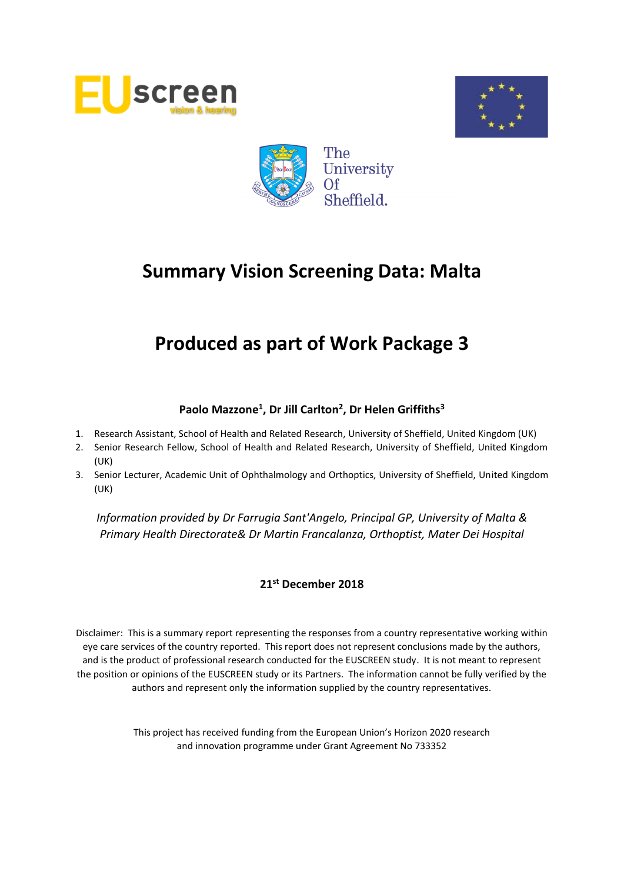# Summary Vision Screening Data: Malta

# Produced as part of Work Package 3

**Paolo Mazzone[1], Dr Jill Carlton[2], Dr Helen Griffiths[3]**

1. Research Assistant, School of Health and Related Research, University of Sheffield, United Kingdom (UK)
2. Senior Research Fellow, School of Health and Related Research, University of Sheffield, United Kingdom (UK)
3. Senior Lecturer, Academic Unit of Ophthalmology and Orthoptics, University of Sheffield, United Kingdom (UK)

*Information provided by Dr Farrugia Sant'Angelo, Principal GP, University of Malta & Primary Health Directorate& Dr Martin Francalanza, Orthoptist, Mater Dei Hospital*

**21st December 2018**

Disclaimer: This is a summary report representing the responses from a country representative working within eye care services of the country reported. This report does not represent conclusions made by the authors, and is the product of professional research conducted for the EUSCREEN study. It is not meant to represent the position or opinions of the EUSCREEN study or its Partners. The information cannot be fully verified by the authors and represent only the information supplied by the country representatives.

This project has received funding from the European Union's Horizon 2020 research and innovation programme under Grant Agreement No 733352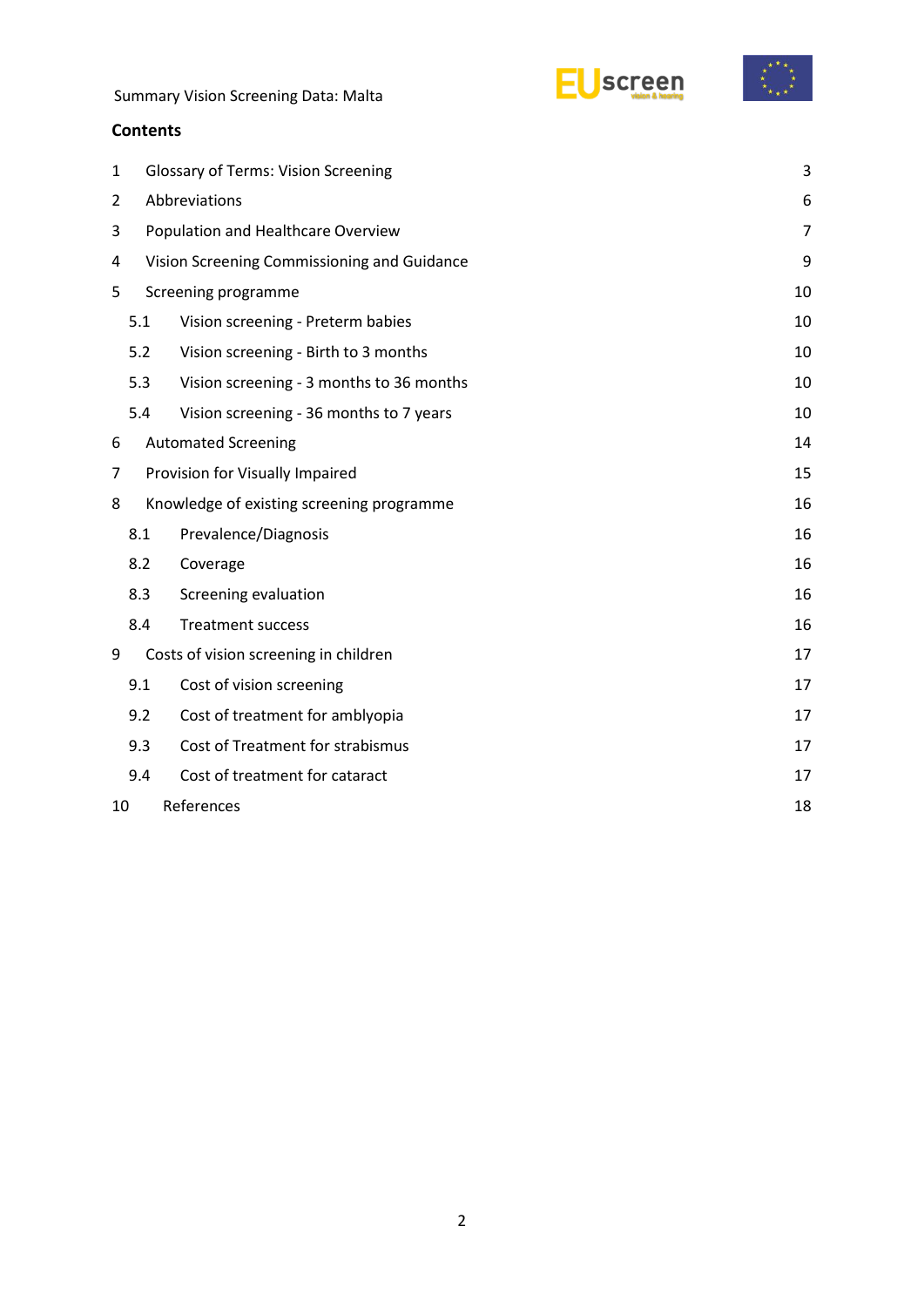## Contents

| | | |
|---|---|---|
| 1 | Glossary of Terms: Vision Screening | 3 |
| 2 | Abbreviations | 6 |
| 3 | Population and Healthcare Overview | 7 |
| 4 | Vision Screening Commissioning and Guidance | 9 |
| 5 | Screening programme | 10 |
| 5.1 | Vision screening - Preterm babies | 10 |
| 5.2 | Vision screening - Birth to 3 months | 10 |
| 5.3 | Vision screening - 3 months to 36 months | 10 |
| 5.4 | Vision screening - 36 months to 7 years | 10 |
| 6 | Automated Screening | 14 |
| 7 | Provision for Visually Impaired | 15 |
| 8 | Knowledge of existing screening programme | 16 |
| 8.1 | Prevalence/Diagnosis | 16 |
| 8.2 | Coverage | 16 |
| 8.3 | Screening evaluation | 16 |
| 8.4 | Treatment success | 16 |
| 9 | Costs of vision screening in children | 17 |
| 9.1 | Cost of vision screening | 17 |
| 9.2 | Cost of treatment for amblyopia | 17 |
| 9.3 | Cost of Treatment for strabismus | 17 |
| 9.4 | Cost of treatment for cataract | 17 |
| 10 | References | 18 |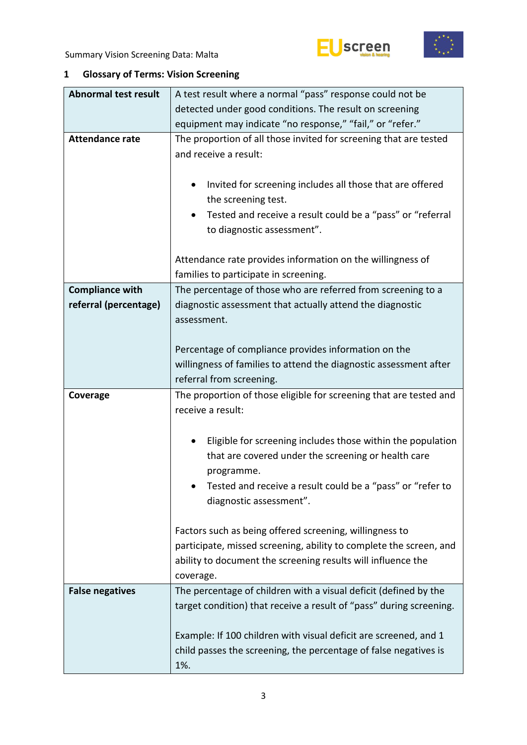## 1 Glossary of Terms: Vision Screening

| Term | Definition |
|---|---|
| **Abnormal test result** | A test result where a normal "pass" response could not be detected under good conditions. The result on screening equipment may indicate "no response," "fail," or "refer." |
| **Attendance rate** | The proportion of all those invited for screening that are tested and receive a result:<br><br>• Invited for screening includes all those that are offered the screening test.<br>• Tested and receive a result could be a "pass" or "referral to diagnostic assessment".<br><br>Attendance rate provides information on the willingness of families to participate in screening. |
| **Compliance with referral (percentage)** | The percentage of those who are referred from screening to a diagnostic assessment that actually attend the diagnostic assessment.<br><br>Percentage of compliance provides information on the willingness of families to attend the diagnostic assessment after referral from screening. |
| **Coverage** | The proportion of those eligible for screening that are tested and receive a result:<br><br>• Eligible for screening includes those within the population that are covered under the screening or health care programme.<br>• Tested and receive a result could be a "pass" or "refer to diagnostic assessment".<br><br>Factors such as being offered screening, willingness to participate, missed screening, ability to complete the screen, and ability to document the screening results will influence the coverage. |
| **False negatives** | The percentage of children with a visual deficit (defined by the target condition) that receive a result of "pass" during screening.<br><br>Example: If 100 children with visual deficit are screened, and 1 child passes the screening, the percentage of false negatives is 1%. |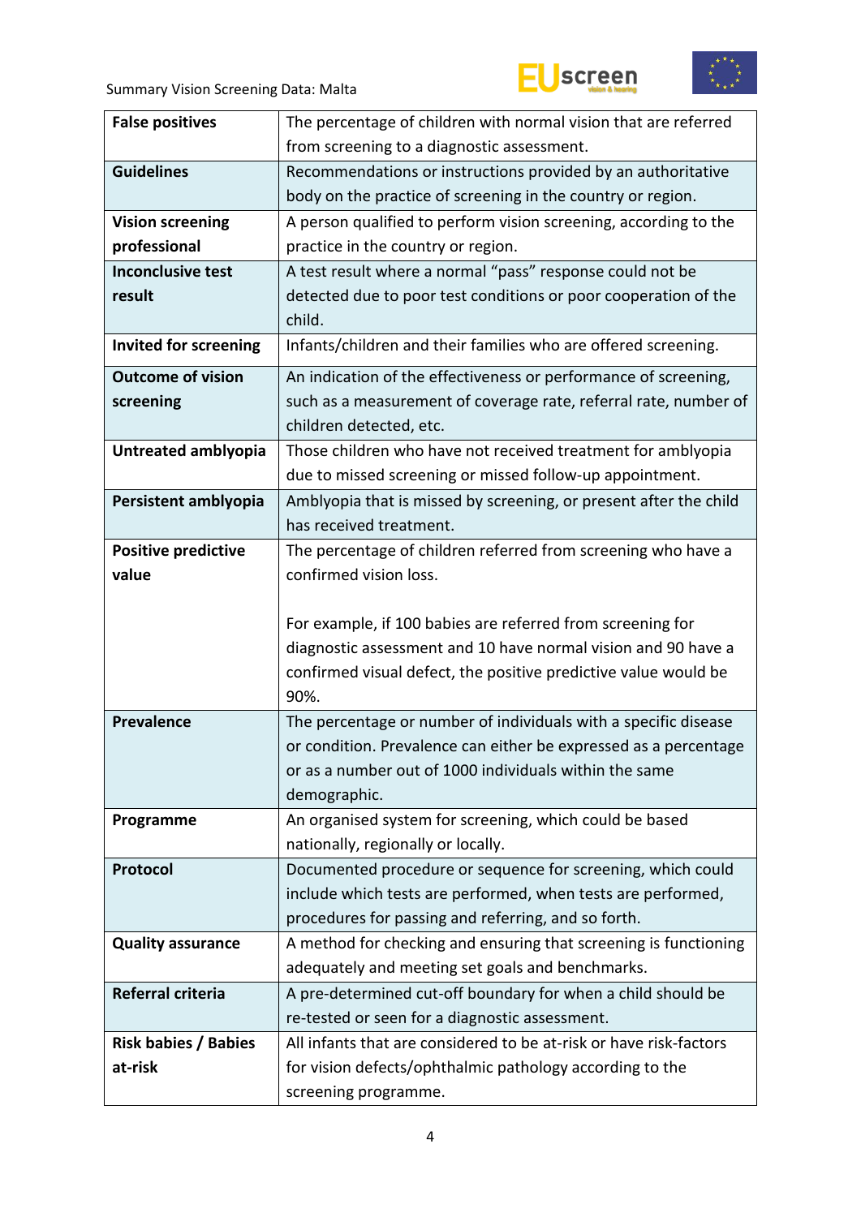| **False positives** | The percentage of children with normal vision that are referred from screening to a diagnostic assessment. |
|---|---|
| **Guidelines** | Recommendations or instructions provided by an authoritative body on the practice of screening in the country or region. |
| **Vision screening professional** | A person qualified to perform vision screening, according to the practice in the country or region. |
| **Inconclusive test result** | A test result where a normal "pass" response could not be detected due to poor test conditions or poor cooperation of the child. |
| **Invited for screening** | Infants/children and their families who are offered screening. |
| **Outcome of vision screening** | An indication of the effectiveness or performance of screening, such as a measurement of coverage rate, referral rate, number of children detected, etc. |
| **Untreated amblyopia** | Those children who have not received treatment for amblyopia due to missed screening or missed follow-up appointment. |
| **Persistent amblyopia** | Amblyopia that is missed by screening, or present after the child has received treatment. |
| **Positive predictive value** | The percentage of children referred from screening who have a confirmed vision loss.<br><br>For example, if 100 babies are referred from screening for diagnostic assessment and 10 have normal vision and 90 have a confirmed visual defect, the positive predictive value would be 90%. |
| **Prevalence** | The percentage or number of individuals with a specific disease or condition. Prevalence can either be expressed as a percentage or as a number out of 1000 individuals within the same demographic. |
| **Programme** | An organised system for screening, which could be based nationally, regionally or locally. |
| **Protocol** | Documented procedure or sequence for screening, which could include which tests are performed, when tests are performed, procedures for passing and referring, and so forth. |
| **Quality assurance** | A method for checking and ensuring that screening is functioning adequately and meeting set goals and benchmarks. |
| **Referral criteria** | A pre-determined cut-off boundary for when a child should be re-tested or seen for a diagnostic assessment. |
| **Risk babies / Babies at-risk** | All infants that are considered to be at-risk or have risk-factors for vision defects/ophthalmic pathology according to the screening programme. |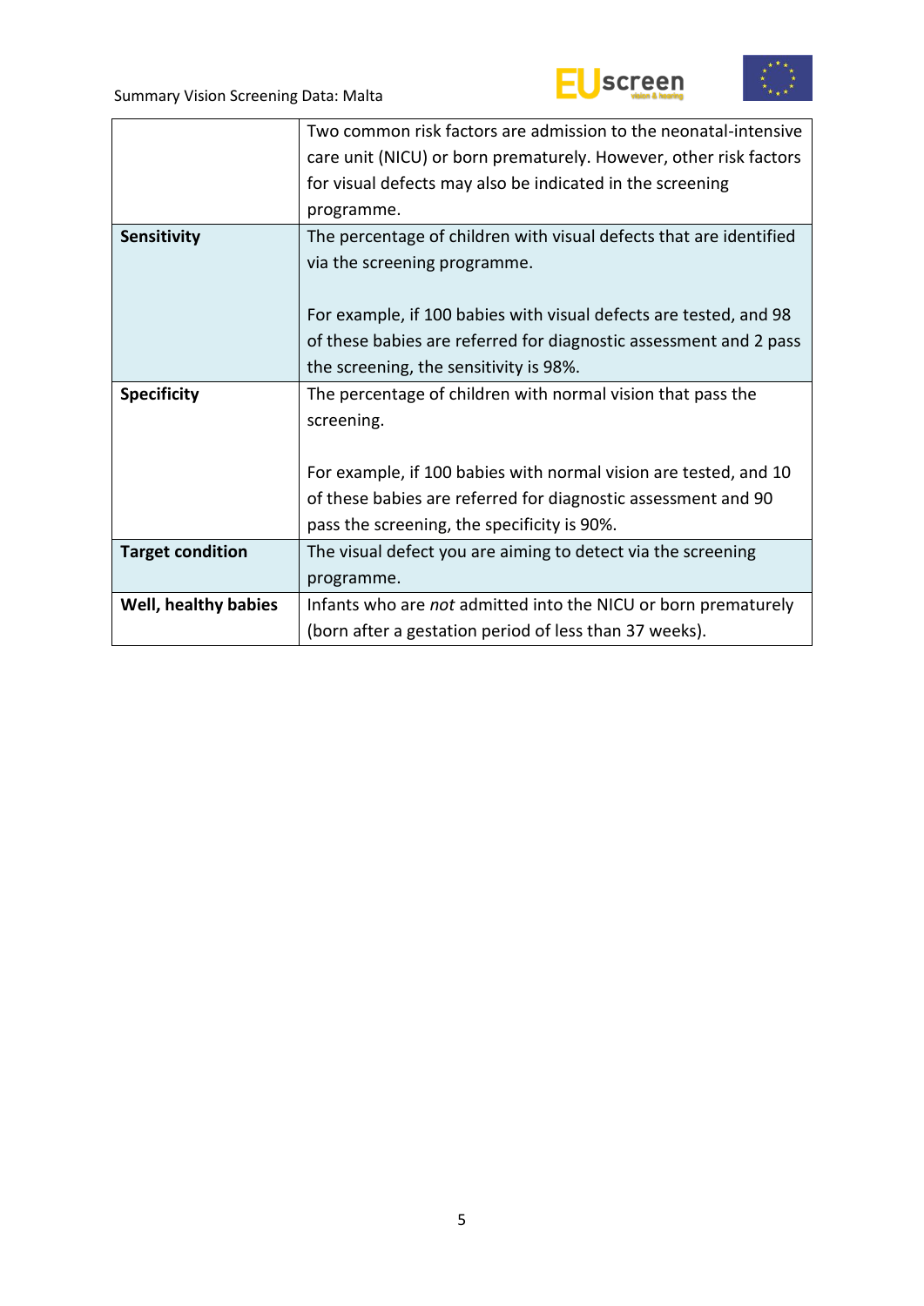| | |
|---|---|
| | Two common risk factors are admission to the neonatal-intensive care unit (NICU) or born prematurely. However, other risk factors for visual defects may also be indicated in the screening programme. |
| **Sensitivity** | The percentage of children with visual defects that are identified via the screening programme.<br><br>For example, if 100 babies with visual defects are tested, and 98 of these babies are referred for diagnostic assessment and 2 pass the screening, the sensitivity is 98%. |
| **Specificity** | The percentage of children with normal vision that pass the screening.<br><br>For example, if 100 babies with normal vision are tested, and 10 of these babies are referred for diagnostic assessment and 90 pass the screening, the specificity is 90%. |
| **Target condition** | The visual defect you are aiming to detect via the screening programme. |
| **Well, healthy babies** | Infants who are *not* admitted into the NICU or born prematurely (born after a gestation period of less than 37 weeks). |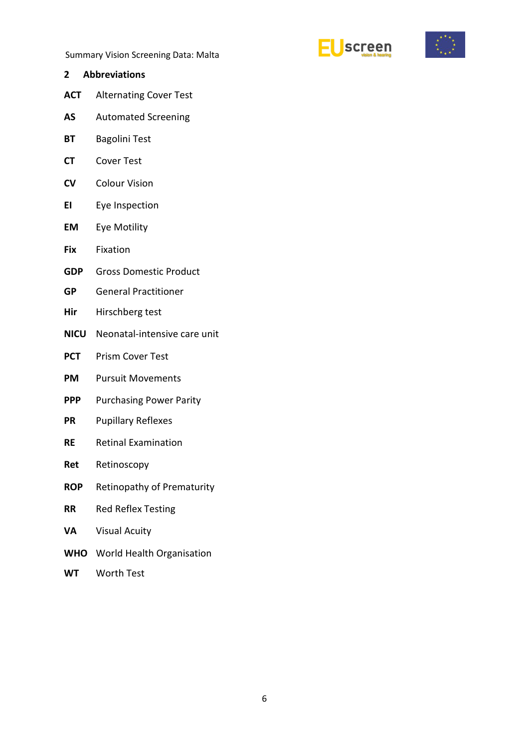## 2 Abbreviations

| | |
|---|---|
| **ACT** | Alternating Cover Test |
| **AS** | Automated Screening |
| **BT** | Bagolini Test |
| **CT** | Cover Test |
| **CV** | Colour Vision |
| **EI** | Eye Inspection |
| **EM** | Eye Motility |
| **Fix** | Fixation |
| **GDP** | Gross Domestic Product |
| **GP** | General Practitioner |
| **Hir** | Hirschberg test |
| **NICU** | Neonatal-intensive care unit |
| **PCT** | Prism Cover Test |
| **PM** | Pursuit Movements |
| **PPP** | Purchasing Power Parity |
| **PR** | Pupillary Reflexes |
| **RE** | Retinal Examination |
| **Ret** | Retinoscopy |
| **ROP** | Retinopathy of Prematurity |
| **RR** | Red Reflex Testing |
| **VA** | Visual Acuity |
| **WHO** | World Health Organisation |
| **WT** | Worth Test |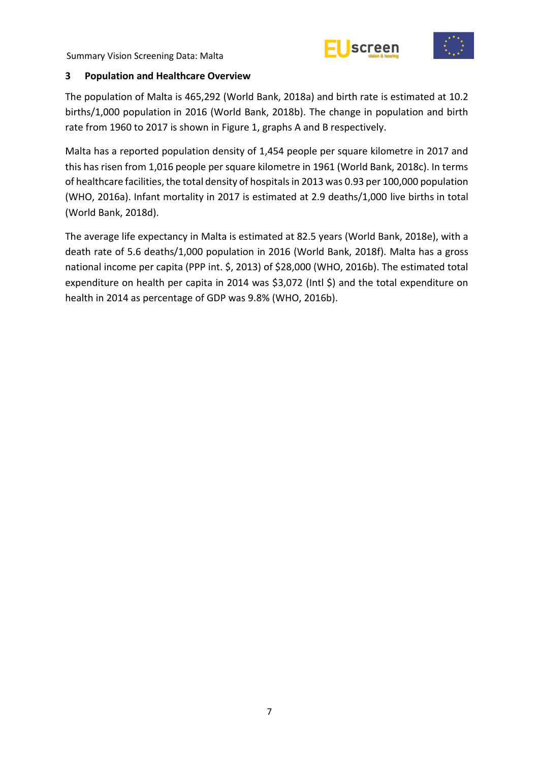## 3 Population and Healthcare Overview

The population of Malta is 465,292 (World Bank, 2018a) and birth rate is estimated at 10.2 births/1,000 population in 2016 (World Bank, 2018b). The change in population and birth rate from 1960 to 2017 is shown in Figure 1, graphs A and B respectively.

Malta has a reported population density of 1,454 people per square kilometre in 2017 and this has risen from 1,016 people per square kilometre in 1961 (World Bank, 2018c). In terms of healthcare facilities, the total density of hospitals in 2013 was 0.93 per 100,000 population (WHO, 2016a). Infant mortality in 2017 is estimated at 2.9 deaths/1,000 live births in total (World Bank, 2018d).

The average life expectancy in Malta is estimated at 82.5 years (World Bank, 2018e), with a death rate of 5.6 deaths/1,000 population in 2016 (World Bank, 2018f). Malta has a gross national income per capita (PPP int. $, 2013) of $28,000 (WHO, 2016b). The estimated total expenditure on health per capita in 2014 was $3,072 (Intl $) and the total expenditure on health in 2014 as percentage of GDP was 9.8% (WHO, 2016b).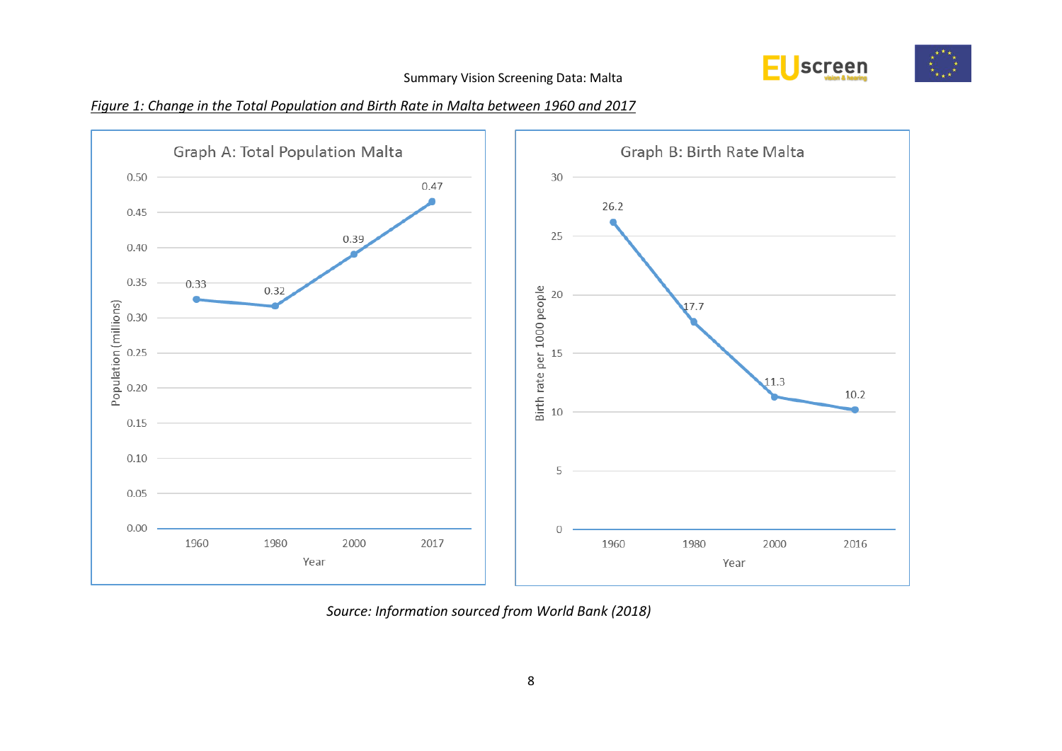*Figure 1: Change in the Total Population and Birth Rate in Malta between 1960 and 2017*

**Graph A: Total Population Malta**

| Year | Population (millions) |
|---|---|
| 1960 | 0.33 |
| 1980 | 0.32 |
| 2000 | 0.39 |
| 2017 | 0.47 |

**Graph B: Birth Rate Malta**

| Year | Birth rate per 1000 people |
|---|---|
| 1960 | 26.2 |
| 1980 | 17.7 |
| 2000 | 11.3 |
| 2016 | 10.2 |

*Source: Information sourced from World Bank (2018)*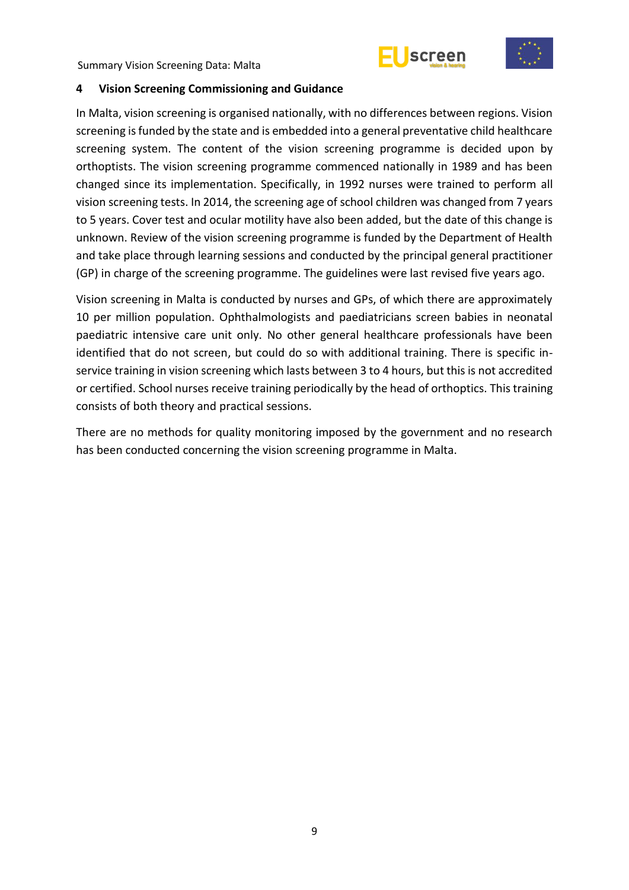# 4 Vision Screening Commissioning and Guidance

In Malta, vision screening is organised nationally, with no differences between regions. Vision screening is funded by the state and is embedded into a general preventative child healthcare screening system. The content of the vision screening programme is decided upon by orthoptists. The vision screening programme commenced nationally in 1989 and has been changed since its implementation. Specifically, in 1992 nurses were trained to perform all vision screening tests. In 2014, the screening age of school children was changed from 7 years to 5 years. Cover test and ocular motility have also been added, but the date of this change is unknown. Review of the vision screening programme is funded by the Department of Health and take place through learning sessions and conducted by the principal general practitioner (GP) in charge of the screening programme. The guidelines were last revised five years ago.

Vision screening in Malta is conducted by nurses and GPs, of which there are approximately 10 per million population. Ophthalmologists and paediatricians screen babies in neonatal paediatric intensive care unit only. No other general healthcare professionals have been identified that do not screen, but could do so with additional training. There is specific in-service training in vision screening which lasts between 3 to 4 hours, but this is not accredited or certified. School nurses receive training periodically by the head of orthoptics. This training consists of both theory and practical sessions.

There are no methods for quality monitoring imposed by the government and no research has been conducted concerning the vision screening programme in Malta.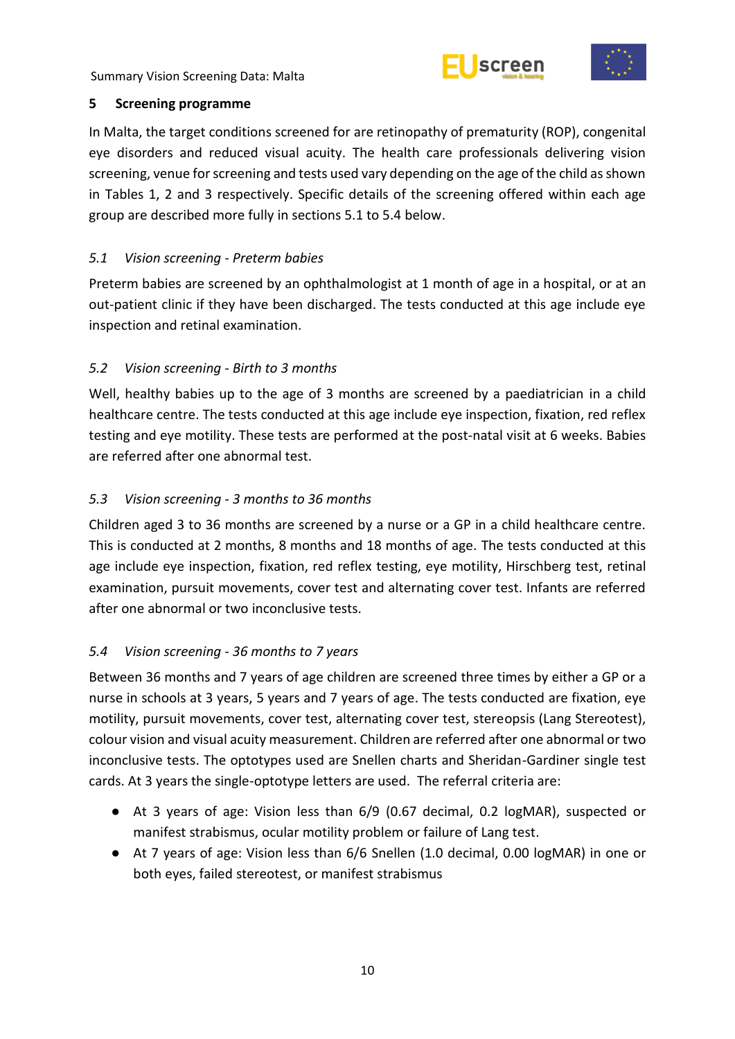## 5 Screening programme

In Malta, the target conditions screened for are retinopathy of prematurity (ROP), congenital eye disorders and reduced visual acuity. The health care professionals delivering vision screening, venue for screening and tests used vary depending on the age of the child as shown in Tables 1, 2 and 3 respectively. Specific details of the screening offered within each age group are described more fully in sections 5.1 to 5.4 below.

### *5.1 Vision screening - Preterm babies*

Preterm babies are screened by an ophthalmologist at 1 month of age in a hospital, or at an out-patient clinic if they have been discharged. The tests conducted at this age include eye inspection and retinal examination.

### *5.2 Vision screening - Birth to 3 months*

Well, healthy babies up to the age of 3 months are screened by a paediatrician in a child healthcare centre. The tests conducted at this age include eye inspection, fixation, red reflex testing and eye motility. These tests are performed at the post-natal visit at 6 weeks. Babies are referred after one abnormal test.

### *5.3 Vision screening - 3 months to 36 months*

Children aged 3 to 36 months are screened by a nurse or a GP in a child healthcare centre. This is conducted at 2 months, 8 months and 18 months of age. The tests conducted at this age include eye inspection, fixation, red reflex testing, eye motility, Hirschberg test, retinal examination, pursuit movements, cover test and alternating cover test. Infants are referred after one abnormal or two inconclusive tests.

### *5.4 Vision screening - 36 months to 7 years*

Between 36 months and 7 years of age children are screened three times by either a GP or a nurse in schools at 3 years, 5 years and 7 years of age. The tests conducted are fixation, eye motility, pursuit movements, cover test, alternating cover test, stereopsis (Lang Stereotest), colour vision and visual acuity measurement. Children are referred after one abnormal or two inconclusive tests. The optotypes used are Snellen charts and Sheridan-Gardiner single test cards. At 3 years the single-optotype letters are used. The referral criteria are:

- At 3 years of age: Vision less than 6/9 (0.67 decimal, 0.2 logMAR), suspected or manifest strabismus, ocular motility problem or failure of Lang test.
- At 7 years of age: Vision less than 6/6 Snellen (1.0 decimal, 0.00 logMAR) in one or both eyes, failed stereotest, or manifest strabismus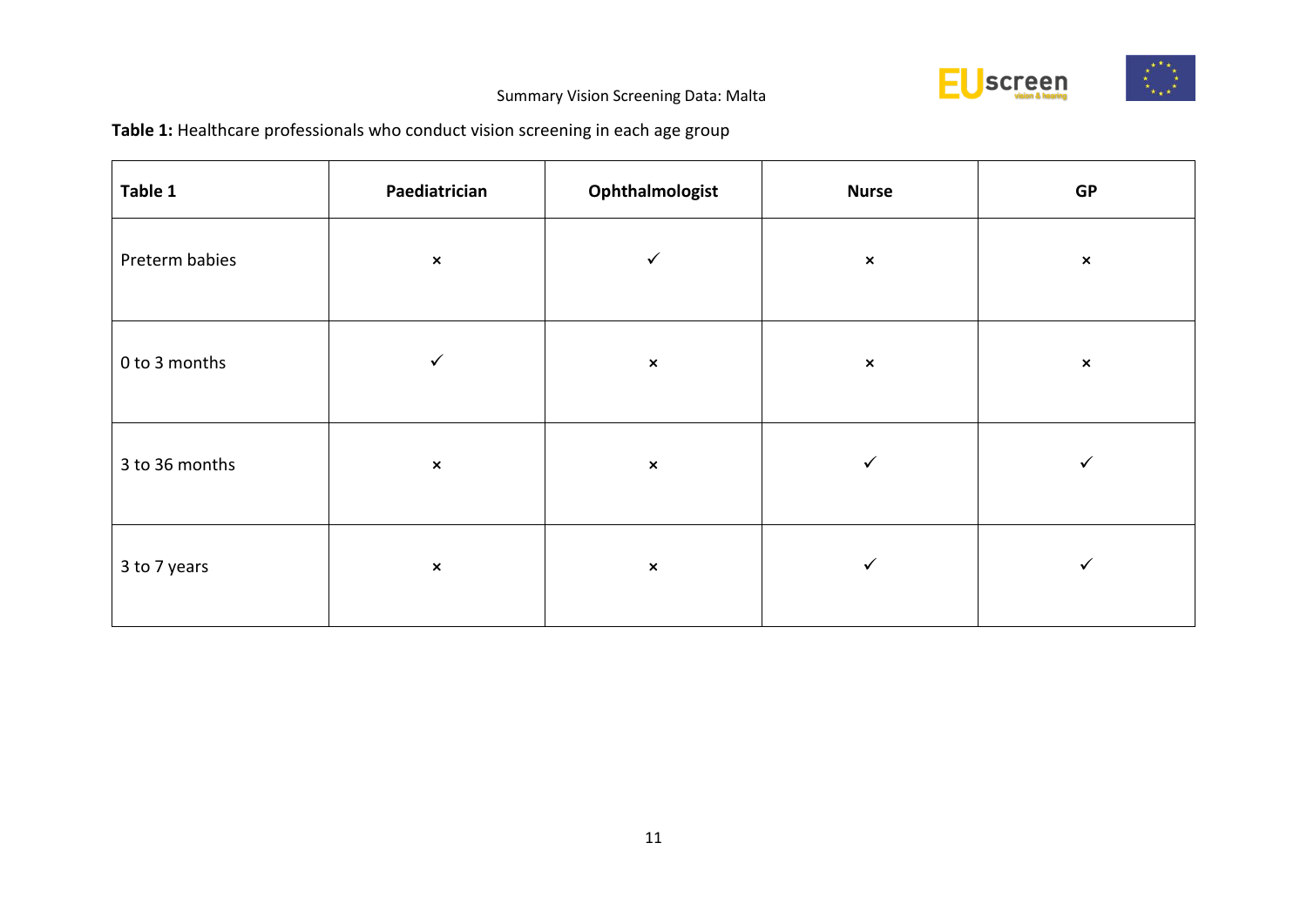**Table 1:** Healthcare professionals who conduct vision screening in each age group

| Table 1 | Paediatrician | Ophthalmologist | Nurse | GP |
|---|---|---|---|---|
| Preterm babies | × | ✓ | × | × |
| 0 to 3 months | ✓ | × | × | × |
| 3 to 36 months | × | × | ✓ | ✓ |
| 3 to 7 years | × | × | ✓ | ✓ |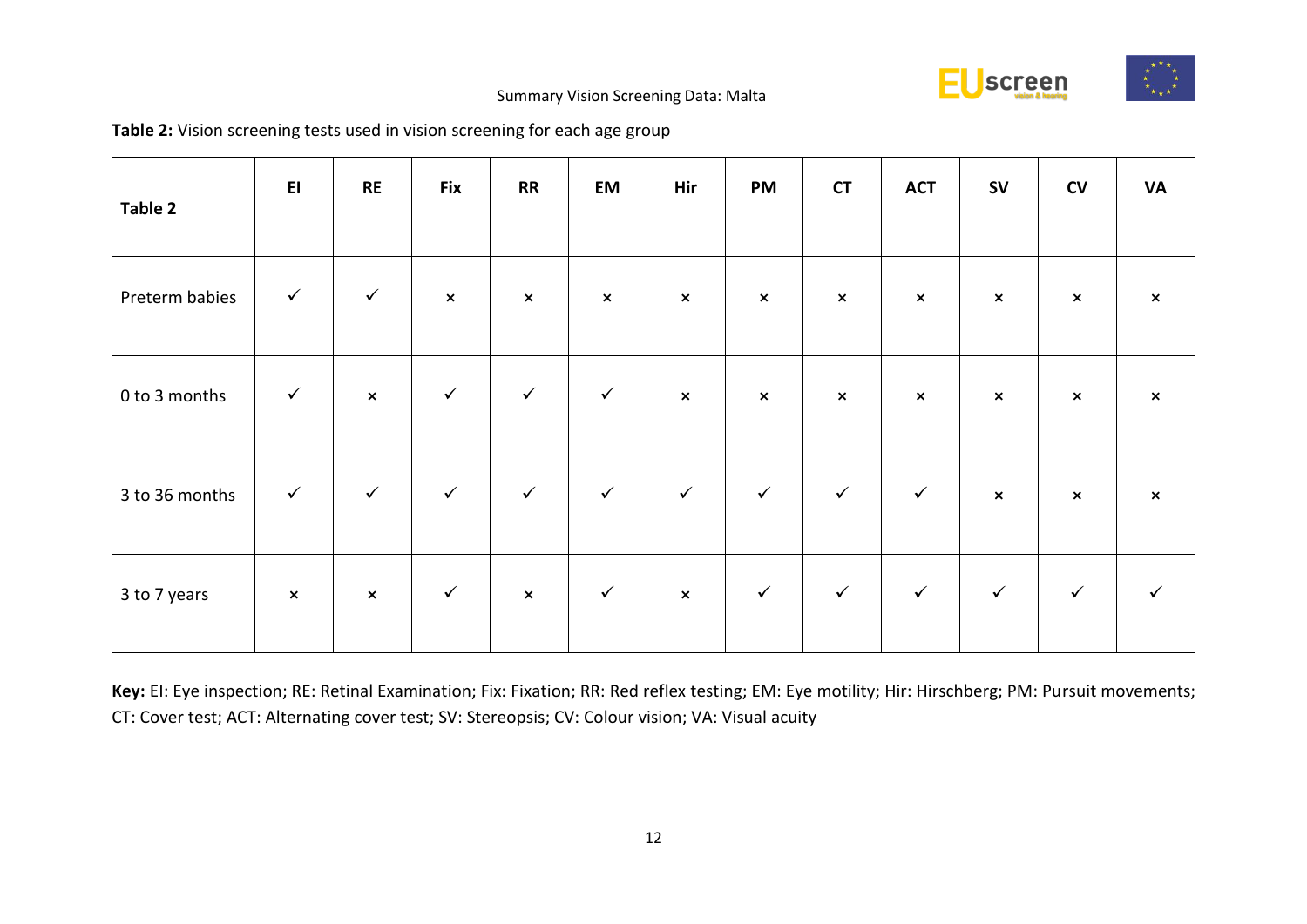**Table 2:** Vision screening tests used in vision screening for each age group

| Table 2 | EI | RE | Fix | RR | EM | Hir | PM | CT | ACT | SV | CV | VA |
|---|---|---|---|---|---|---|---|---|---|---|---|---|
| Preterm babies | ✓ | ✓ | × | × | × | × | × | × | × | × | × | × |
| 0 to 3 months | ✓ | × | ✓ | ✓ | ✓ | × | × | × | × | × | × | × |
| 3 to 36 months | ✓ | ✓ | ✓ | ✓ | ✓ | ✓ | ✓ | ✓ | ✓ | × | × | × |
| 3 to 7 years | × | × | ✓ | × | ✓ | × | ✓ | ✓ | ✓ | ✓ | ✓ | ✓ |

**Key:** EI: Eye inspection; RE: Retinal Examination; Fix: Fixation; RR: Red reflex testing; EM: Eye motility; Hir: Hirschberg; PM: Pursuit movements; CT: Cover test; ACT: Alternating cover test; SV: Stereopsis; CV: Colour vision; VA: Visual acuity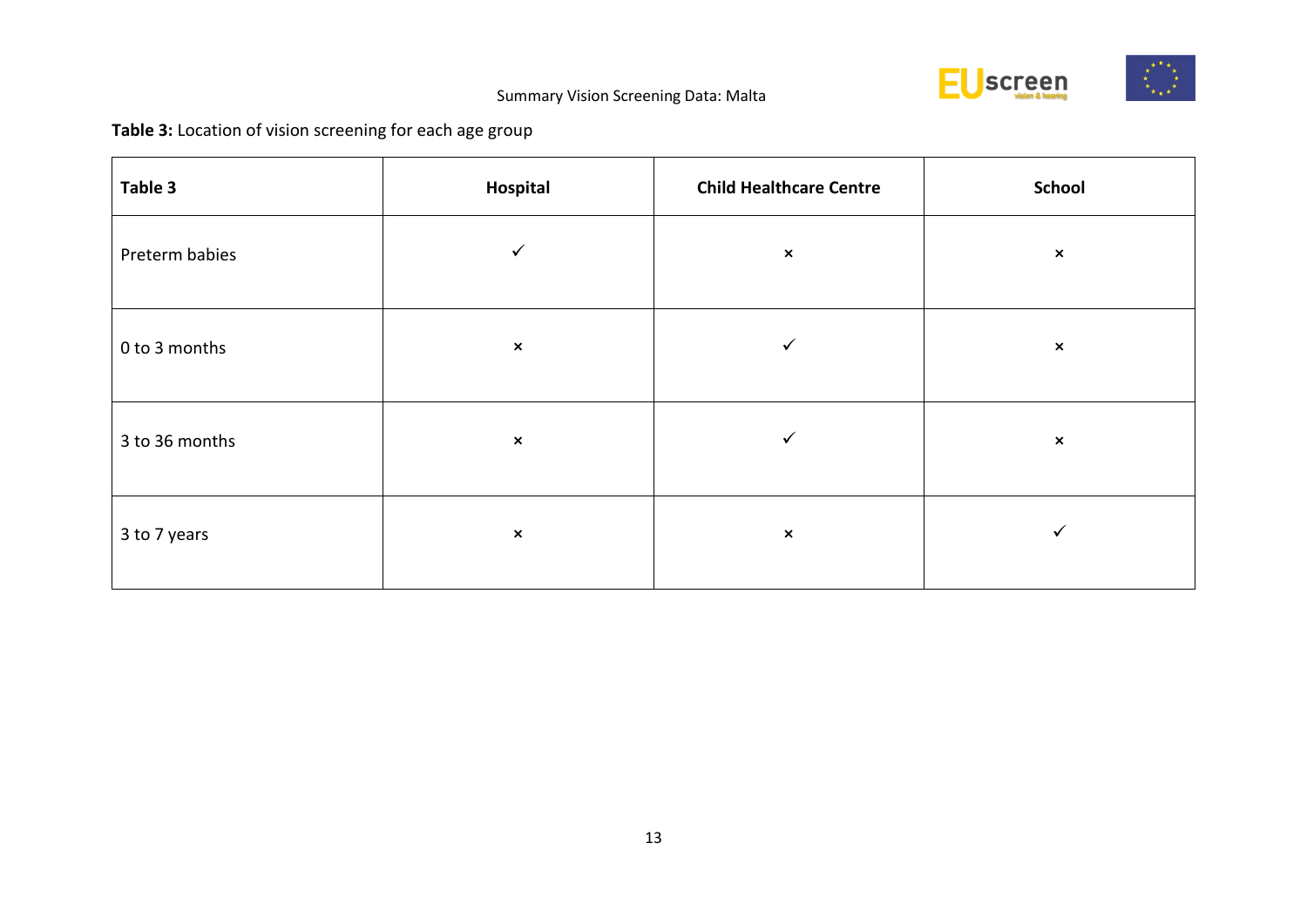**Table 3:** Location of vision screening for each age group

| Table 3 | Hospital | Child Healthcare Centre | School |
| --- | --- | --- | --- |
| Preterm babies | ✓ | × | × |
| 0 to 3 months | × | ✓ | × |
| 3 to 36 months | × | ✓ | × |
| 3 to 7 years | × | × | ✓ |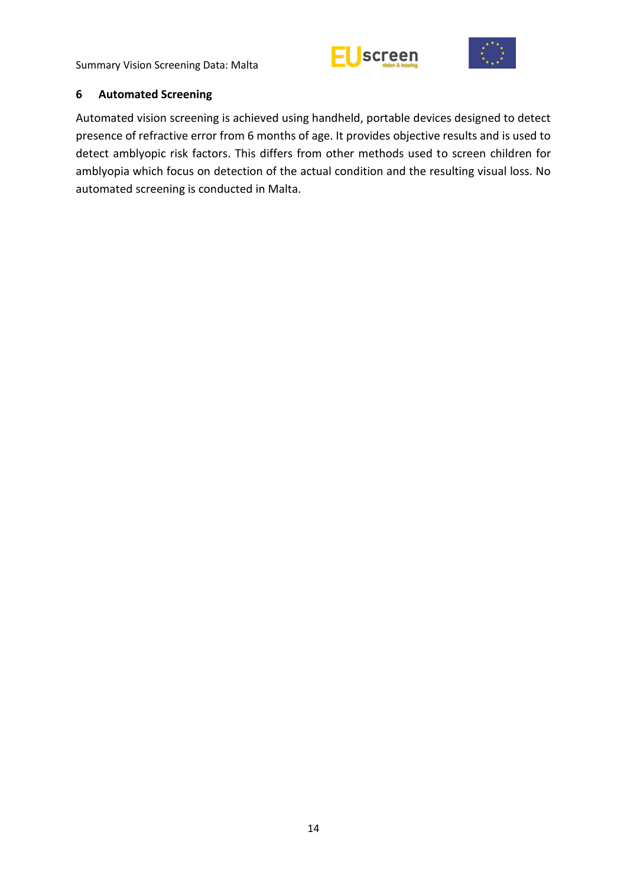## 6 Automated Screening

Automated vision screening is achieved using handheld, portable devices designed to detect presence of refractive error from 6 months of age. It provides objective results and is used to detect amblyopic risk factors. This differs from other methods used to screen children for amblyopia which focus on detection of the actual condition and the resulting visual loss. No automated screening is conducted in Malta.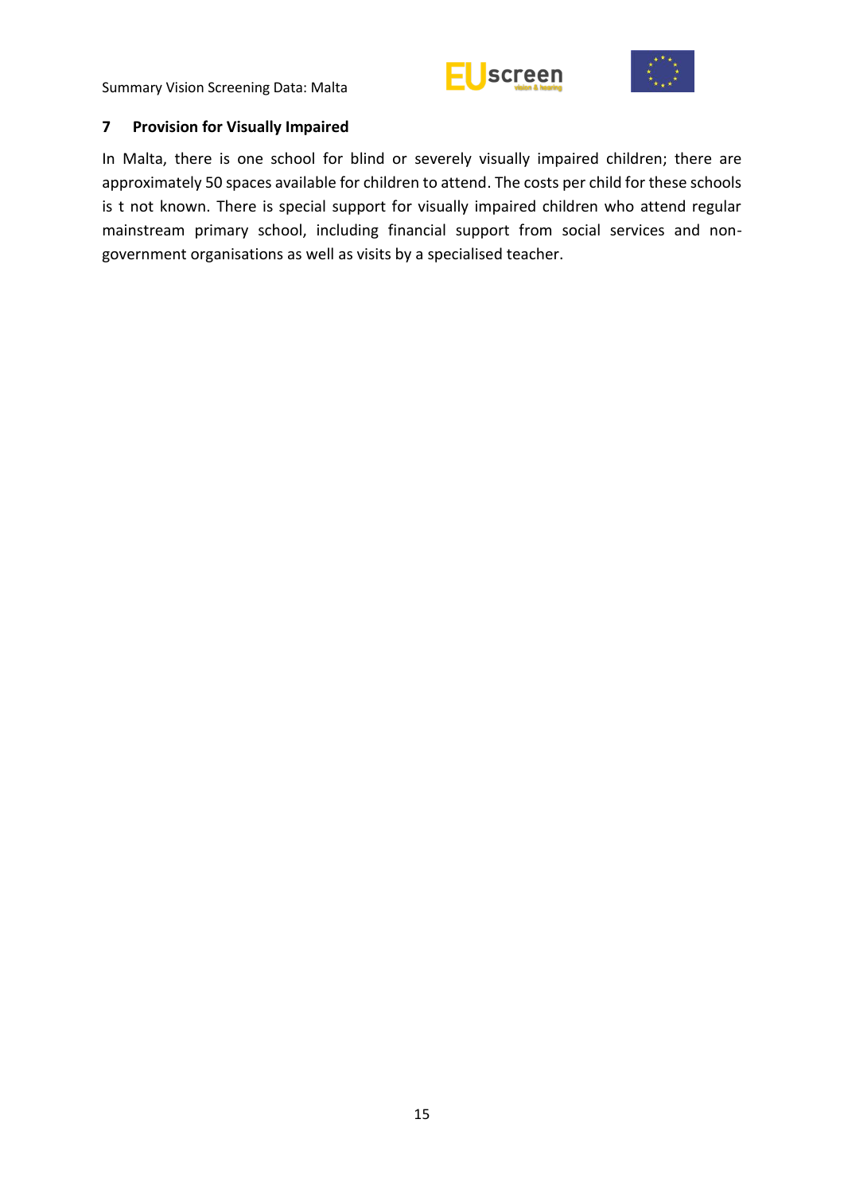## 7 Provision for Visually Impaired

In Malta, there is one school for blind or severely visually impaired children; there are approximately 50 spaces available for children to attend. The costs per child for these schools is t not known. There is special support for visually impaired children who attend regular mainstream primary school, including financial support from social services and non-government organisations as well as visits by a specialised teacher.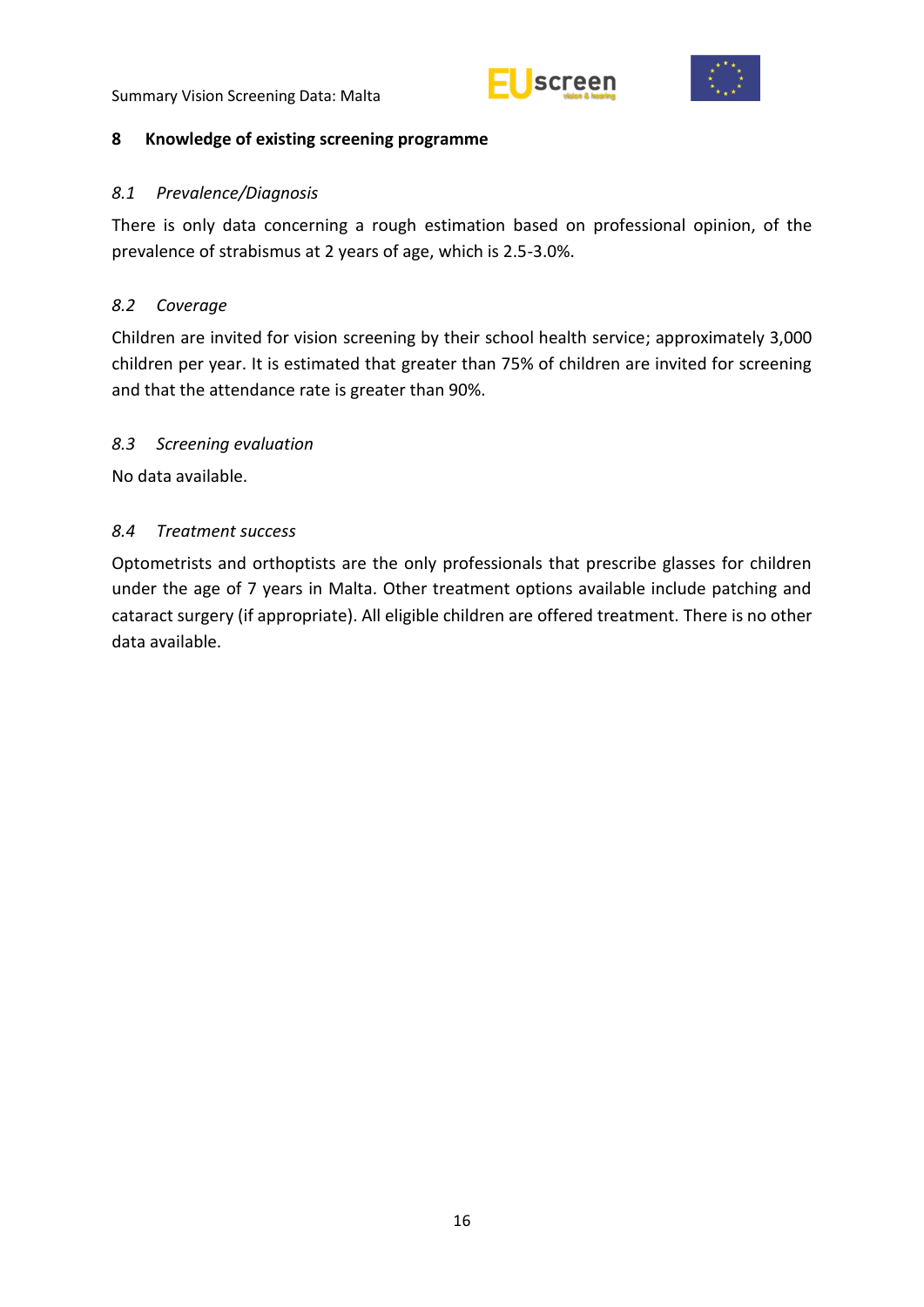## 8 Knowledge of existing screening programme

### *8.1 Prevalence/Diagnosis*

There is only data concerning a rough estimation based on professional opinion, of the prevalence of strabismus at 2 years of age, which is 2.5-3.0%.

### *8.2 Coverage*

Children are invited for vision screening by their school health service; approximately 3,000 children per year. It is estimated that greater than 75% of children are invited for screening and that the attendance rate is greater than 90%.

### *8.3 Screening evaluation*

No data available.

### *8.4 Treatment success*

Optometrists and orthoptists are the only professionals that prescribe glasses for children under the age of 7 years in Malta. Other treatment options available include patching and cataract surgery (if appropriate). All eligible children are offered treatment. There is no other data available.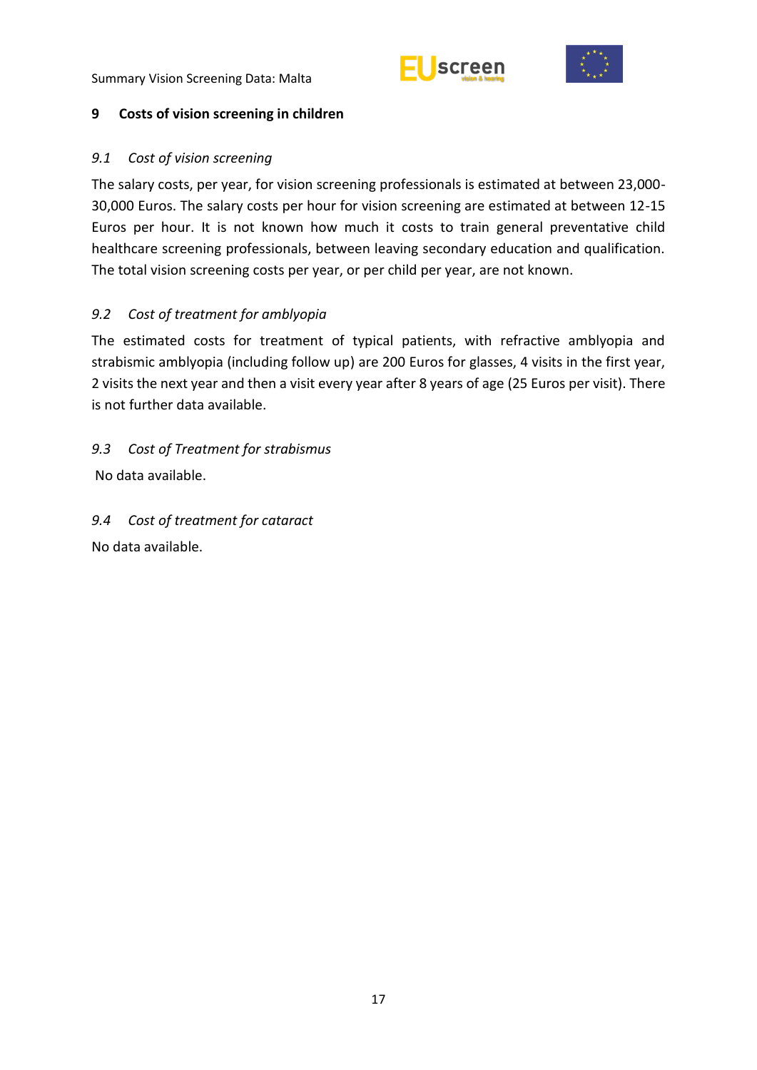# 9 Costs of vision screening in children

## *9.1 Cost of vision screening*

The salary costs, per year, for vision screening professionals is estimated at between 23,000-30,000 Euros. The salary costs per hour for vision screening are estimated at between 12-15 Euros per hour. It is not known how much it costs to train general preventative child healthcare screening professionals, between leaving secondary education and qualification. The total vision screening costs per year, or per child per year, are not known.

## *9.2 Cost of treatment for amblyopia*

The estimated costs for treatment of typical patients, with refractive amblyopia and strabismic amblyopia (including follow up) are 200 Euros for glasses, 4 visits in the first year, 2 visits the next year and then a visit every year after 8 years of age (25 Euros per visit). There is not further data available.

## *9.3 Cost of Treatment for strabismus*

No data available.

## *9.4 Cost of treatment for cataract*

No data available.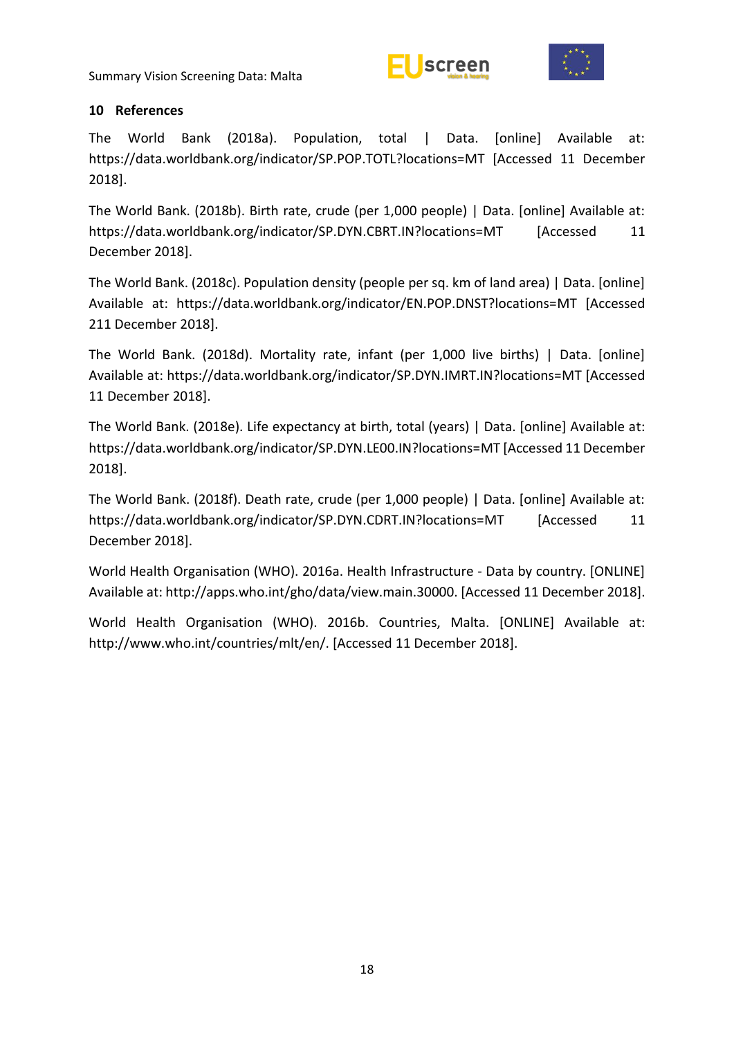## 10 References

The World Bank (2018a). Population, total | Data. [online] Available at: https://data.worldbank.org/indicator/SP.POP.TOTL?locations=MT [Accessed 11 December 2018].

The World Bank. (2018b). Birth rate, crude (per 1,000 people) | Data. [online] Available at: https://data.worldbank.org/indicator/SP.DYN.CBRT.IN?locations=MT [Accessed 11 December 2018].

The World Bank. (2018c). Population density (people per sq. km of land area) | Data. [online] Available at: https://data.worldbank.org/indicator/EN.POP.DNST?locations=MT [Accessed 211 December 2018].

The World Bank. (2018d). Mortality rate, infant (per 1,000 live births) | Data. [online] Available at: https://data.worldbank.org/indicator/SP.DYN.IMRT.IN?locations=MT [Accessed 11 December 2018].

The World Bank. (2018e). Life expectancy at birth, total (years) | Data. [online] Available at: https://data.worldbank.org/indicator/SP.DYN.LE00.IN?locations=MT [Accessed 11 December 2018].

The World Bank. (2018f). Death rate, crude (per 1,000 people) | Data. [online] Available at: https://data.worldbank.org/indicator/SP.DYN.CDRT.IN?locations=MT [Accessed 11 December 2018].

World Health Organisation (WHO). 2016a. Health Infrastructure - Data by country. [ONLINE] Available at: http://apps.who.int/gho/data/view.main.30000. [Accessed 11 December 2018].

World Health Organisation (WHO). 2016b. Countries, Malta. [ONLINE] Available at: http://www.who.int/countries/mlt/en/. [Accessed 11 December 2018].